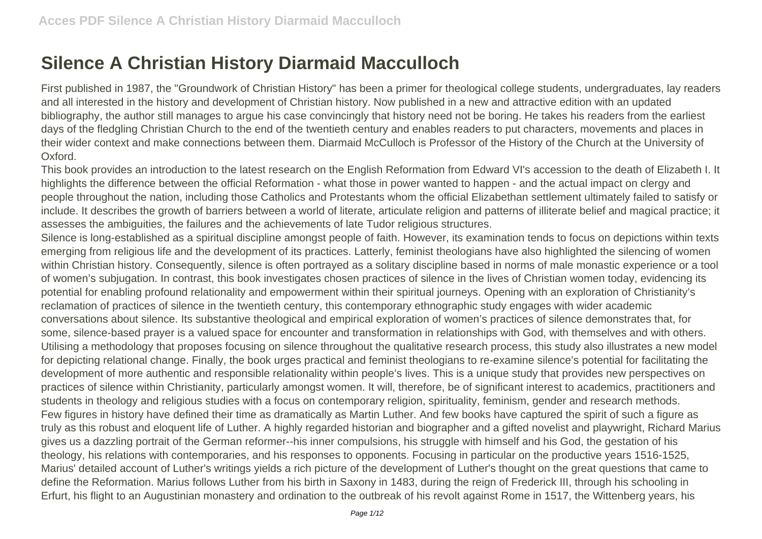# Silence A Christian History Diarmaid Macculloch

First published in 1987, the "Groundwork of Christian History" has been a primer for theological college students, undergraduates, lay readers and all interested in the history and development of Christian history. Now published in a new and attractive edition with an updated bibliography, the author still manages to argue his case convincingly that history need not be boring. He takes his readers from the earliest days of the fledgling Christian Church to the end of the twentieth century and enables readers to put characters, movements and places in their wider context and make connections between them. Diarmaid McCulloch is Professor of the History of the Church at the University of Oxford.

This book provides an introduction to the latest research on the English Reformation from Edward VI's accession to the death of Elizabeth I. It highlights the difference between the official Reformation - what those in power wanted to happen - and the actual impact on clergy and people throughout the nation, including those Catholics and Protestants whom the official Elizabethan settlement ultimately failed to satisfy or include. It describes the growth of barriers between a world of literate, articulate religion and patterns of illiterate belief and magical practice; it assesses the ambiguities, the failures and the achievements of late Tudor religious structures.

Silence is long-established as a spiritual discipline amongst people of faith. However, its examination tends to focus on depictions within texts emerging from religious life and the development of its practices. Latterly, feminist theologians have also highlighted the silencing of women within Christian history. Consequently, silence is often portrayed as a solitary discipline based in norms of male monastic experience or a tool of women's subjugation. In contrast, this book investigates chosen practices of silence in the lives of Christian women today, evidencing its potential for enabling profound relationality and empowerment within their spiritual journeys. Opening with an exploration of Christianity's reclamation of practices of silence in the twentieth century, this contemporary ethnographic study engages with wider academic conversations about silence. Its substantive theological and empirical exploration of women's practices of silence demonstrates that, for some, silence-based prayer is a valued space for encounter and transformation in relationships with God, with themselves and with others. Utilising a methodology that proposes focusing on silence throughout the qualitative research process, this study also illustrates a new model for depicting relational change. Finally, the book urges practical and feminist theologians to re-examine silence's potential for facilitating the development of more authentic and responsible relationality within people's lives. This is a unique study that provides new perspectives on practices of silence within Christianity, particularly amongst women. It will, therefore, be of significant interest to academics, practitioners and students in theology and religious studies with a focus on contemporary religion, spirituality, feminism, gender and research methods.

Few figures in history have defined their time as dramatically as Martin Luther. And few books have captured the spirit of such a figure as truly as this robust and eloquent life of Luther. A highly regarded historian and biographer and a gifted novelist and playwright, Richard Marius gives us a dazzling portrait of the German reformer--his inner compulsions, his struggle with himself and his God, the gestation of his theology, his relations with contemporaries, and his responses to opponents. Focusing in particular on the productive years 1516-1525, Marius' detailed account of Luther's writings yields a rich picture of the development of Luther's thought on the great questions that came to define the Reformation. Marius follows Luther from his birth in Saxony in 1483, during the reign of Frederick III, through his schooling in Erfurt, his flight to an Augustinian monastery and ordination to the outbreak of his revolt against Rome in 1517, the Wittenberg years, his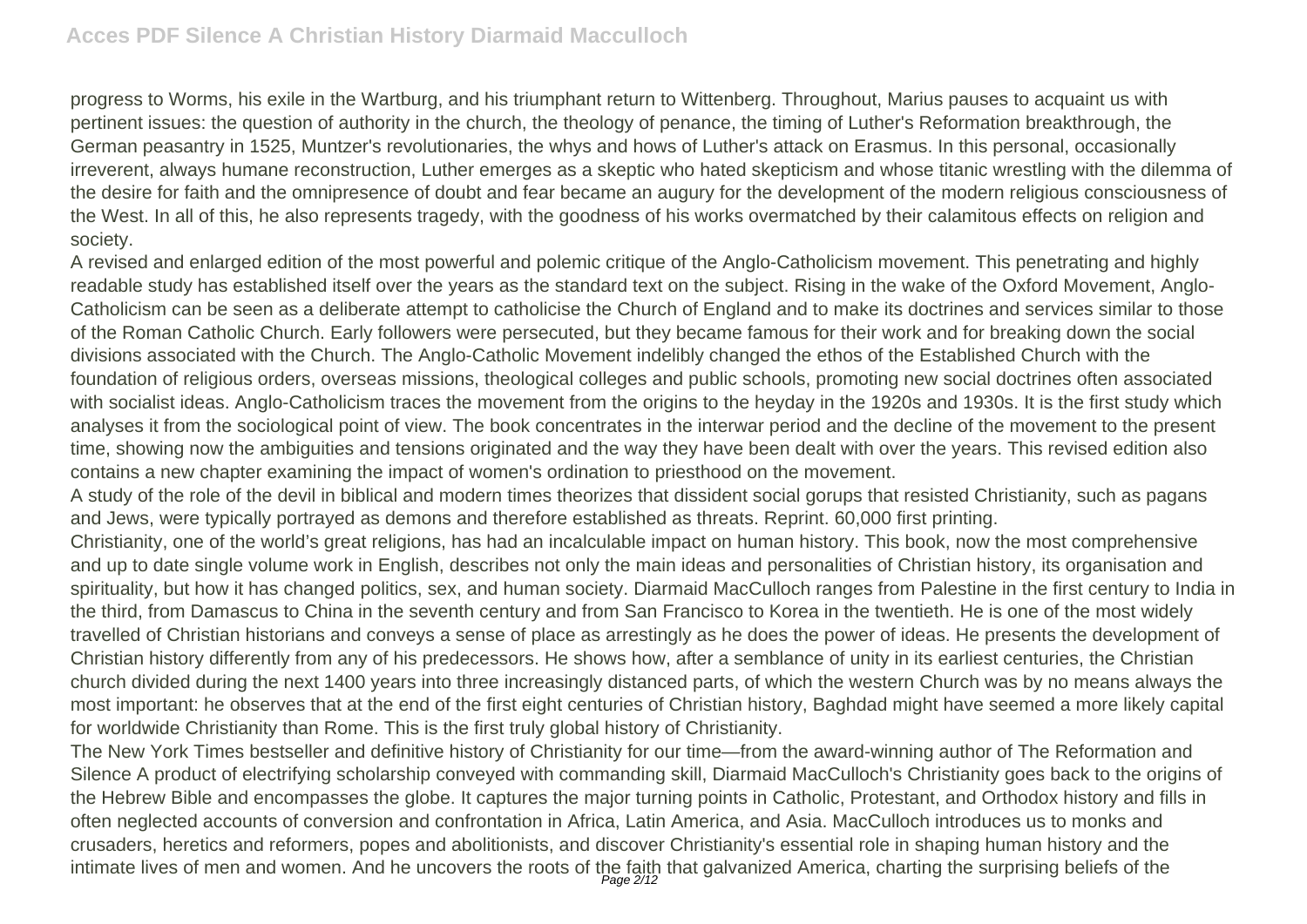progress to Worms, his exile in the Wartburg, and his triumphant return to Wittenberg. Throughout, Marius pauses to acquaint us with pertinent issues: the question of authority in the church, the theology of penance, the timing of Luther's Reformation breakthrough, the German peasantry in 1525, Muntzer's revolutionaries, the whys and hows of Luther's attack on Erasmus. In this personal, occasionally irreverent, always humane reconstruction, Luther emerges as a skeptic who hated skepticism and whose titanic wrestling with the dilemma of the desire for faith and the omnipresence of doubt and fear became an augury for the development of the modern religious consciousness of the West. In all of this, he also represents tragedy, with the goodness of his works overmatched by their calamitous effects on religion and society.

A revised and enlarged edition of the most powerful and polemic critique of the Anglo-Catholicism movement. This penetrating and highly readable study has established itself over the years as the standard text on the subject. Rising in the wake of the Oxford Movement, Anglo-Catholicism can be seen as a deliberate attempt to catholicise the Church of England and to make its doctrines and services similar to those of the Roman Catholic Church. Early followers were persecuted, but they became famous for their work and for breaking down the social divisions associated with the Church. The Anglo-Catholic Movement indelibly changed the ethos of the Established Church with the foundation of religious orders, overseas missions, theological colleges and public schools, promoting new social doctrines often associated with socialist ideas. Anglo-Catholicism traces the movement from the origins to the heyday in the 1920s and 1930s. It is the first study which analyses it from the sociological point of view. The book concentrates in the interwar period and the decline of the movement to the present time, showing now the ambiguities and tensions originated and the way they have been dealt with over the years. This revised edition also contains a new chapter examining the impact of women's ordination to priesthood on the movement.

A study of the role of the devil in biblical and modern times theorizes that dissident social gorups that resisted Christianity, such as pagans and Jews, were typically portrayed as demons and therefore established as threats. Reprint. 60,000 first printing.

Christianity, one of the world's great religions, has had an incalculable impact on human history. This book, now the most comprehensive and up to date single volume work in English, describes not only the main ideas and personalities of Christian history, its organisation and spirituality, but how it has changed politics, sex, and human society. Diarmaid MacCulloch ranges from Palestine in the first century to India in the third, from Damascus to China in the seventh century and from San Francisco to Korea in the twentieth. He is one of the most widely travelled of Christian historians and conveys a sense of place as arrestingly as he does the power of ideas. He presents the development of Christian history differently from any of his predecessors. He shows how, after a semblance of unity in its earliest centuries, the Christian church divided during the next 1400 years into three increasingly distanced parts, of which the western Church was by no means always the most important: he observes that at the end of the first eight centuries of Christian history, Baghdad might have seemed a more likely capital for worldwide Christianity than Rome. This is the first truly global history of Christianity.

The New York Times bestseller and definitive history of Christianity for our time—from the award-winning author of The Reformation and Silence A product of electrifying scholarship conveyed with commanding skill, Diarmaid MacCulloch's Christianity goes back to the origins of the Hebrew Bible and encompasses the globe. It captures the major turning points in Catholic, Protestant, and Orthodox history and fills in often neglected accounts of conversion and confrontation in Africa, Latin America, and Asia. MacCulloch introduces us to monks and crusaders, heretics and reformers, popes and abolitionists, and discover Christianity's essential role in shaping human history and the intimate lives of men and women. And he uncovers the roots of the faith that galvanized America, charting the surprising beliefs of the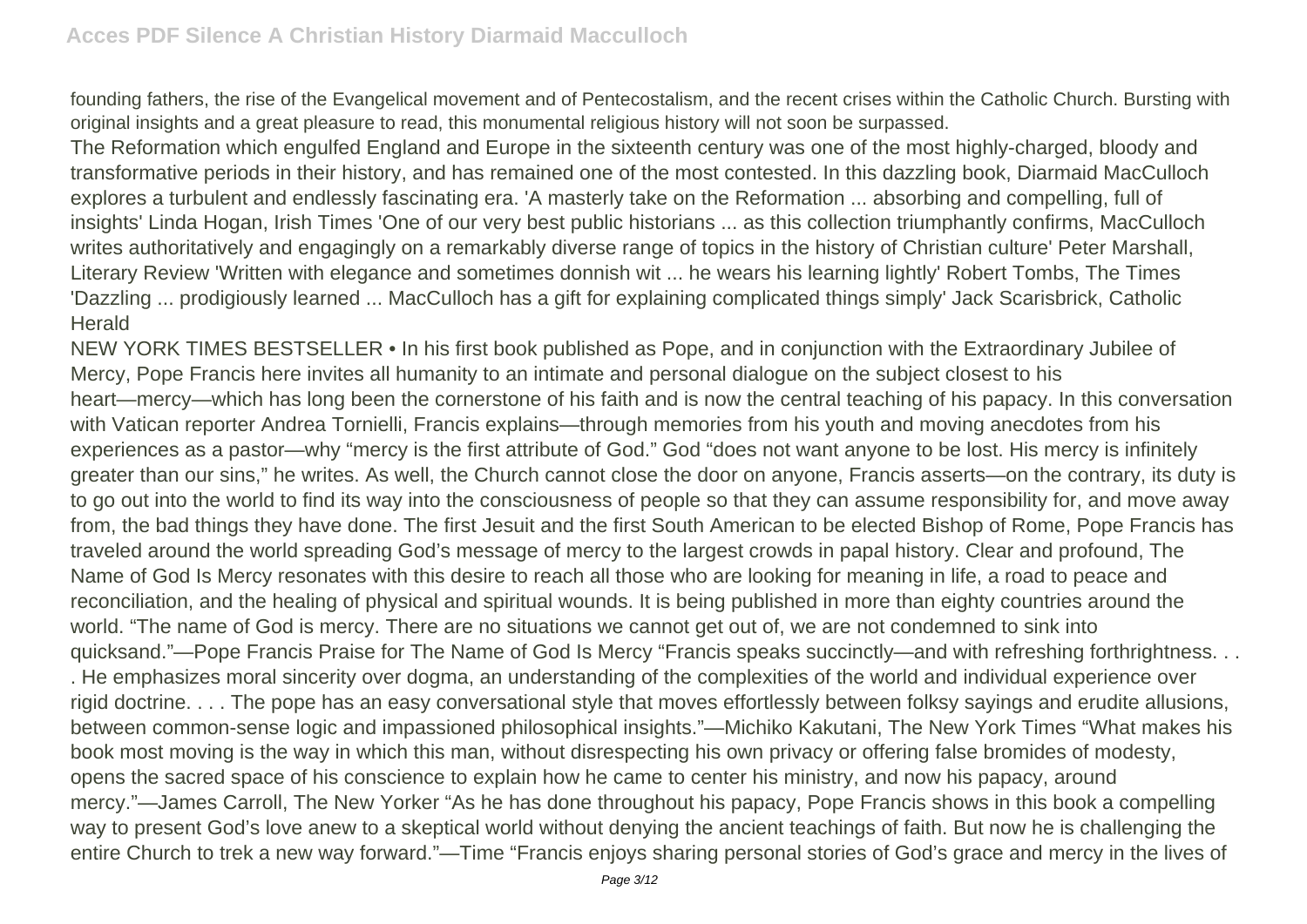founding fathers, the rise of the Evangelical movement and of Pentecostalism, and the recent crises within the Catholic Church. Bursting with original insights and a great pleasure to read, this monumental religious history will not soon be surpassed.

The Reformation which engulfed England and Europe in the sixteenth century was one of the most highly-charged, bloody and transformative periods in their history, and has remained one of the most contested. In this dazzling book, Diarmaid MacCulloch explores a turbulent and endlessly fascinating era. 'A masterly take on the Reformation ... absorbing and compelling, full of insights' Linda Hogan, Irish Times 'One of our very best public historians ... as this collection triumphantly confirms, MacCulloch writes authoritatively and engagingly on a remarkably diverse range of topics in the history of Christian culture' Peter Marshall, Literary Review 'Written with elegance and sometimes donnish wit ... he wears his learning lightly' Robert Tombs, The Times 'Dazzling ... prodigiously learned ... MacCulloch has a gift for explaining complicated things simply' Jack Scarisbrick, Catholic Herald

NEW YORK TIMES BESTSELLER • In his first book published as Pope, and in conjunction with the Extraordinary Jubilee of Mercy, Pope Francis here invites all humanity to an intimate and personal dialogue on the subject closest to his heart—mercy—which has long been the cornerstone of his faith and is now the central teaching of his papacy. In this conversation with Vatican reporter Andrea Tornielli, Francis explains—through memories from his youth and moving anecdotes from his experiences as a pastor—why "mercy is the first attribute of God." God "does not want anyone to be lost. His mercy is infinitely greater than our sins," he writes. As well, the Church cannot close the door on anyone, Francis asserts—on the contrary, its duty is to go out into the world to find its way into the consciousness of people so that they can assume responsibility for, and move away from, the bad things they have done. The first Jesuit and the first South American to be elected Bishop of Rome, Pope Francis has traveled around the world spreading God's message of mercy to the largest crowds in papal history. Clear and profound, The Name of God Is Mercy resonates with this desire to reach all those who are looking for meaning in life, a road to peace and reconciliation, and the healing of physical and spiritual wounds. It is being published in more than eighty countries around the world. "The name of God is mercy. There are no situations we cannot get out of, we are not condemned to sink into quicksand."—Pope Francis Praise for The Name of God Is Mercy "Francis speaks succinctly—and with refreshing forthrightness. . . . He emphasizes moral sincerity over dogma, an understanding of the complexities of the world and individual experience over rigid doctrine. . . . The pope has an easy conversational style that moves effortlessly between folksy sayings and erudite allusions, between common-sense logic and impassioned philosophical insights."—Michiko Kakutani, The New York Times "What makes his book most moving is the way in which this man, without disrespecting his own privacy or offering false bromides of modesty, opens the sacred space of his conscience to explain how he came to center his ministry, and now his papacy, around mercy."—James Carroll, The New Yorker "As he has done throughout his papacy, Pope Francis shows in this book a compelling way to present God's love anew to a skeptical world without denying the ancient teachings of faith. But now he is challenging the entire Church to trek a new way forward."—Time "Francis enjoys sharing personal stories of God's grace and mercy in the lives of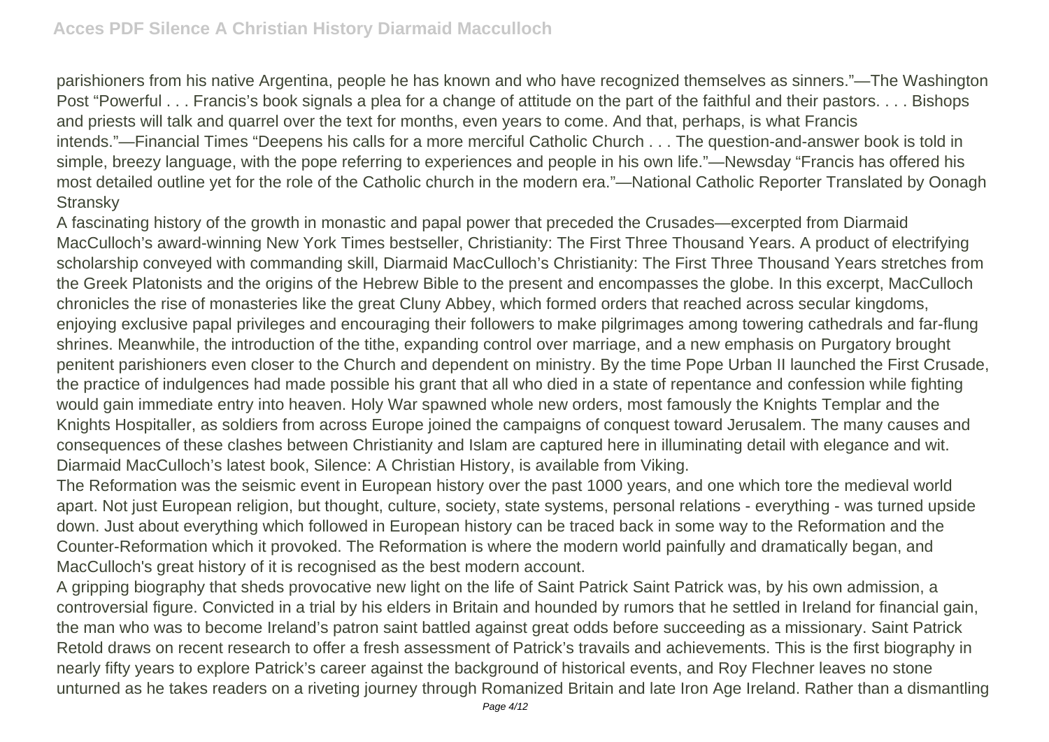parishioners from his native Argentina, people he has known and who have recognized themselves as sinners."—The Washington Post "Powerful . . . Francis's book signals a plea for a change of attitude on the part of the faithful and their pastors. . . . Bishops and priests will talk and quarrel over the text for months, even years to come. And that, perhaps, is what Francis intends."—Financial Times "Deepens his calls for a more merciful Catholic Church . . . The question-and-answer book is told in simple, breezy language, with the pope referring to experiences and people in his own life."—Newsday "Francis has offered his most detailed outline yet for the role of the Catholic church in the modern era."—National Catholic Reporter Translated by Oonagh Stransky

A fascinating history of the growth in monastic and papal power that preceded the Crusades—excerpted from Diarmaid MacCulloch's award-winning New York Times bestseller, Christianity: The First Three Thousand Years. A product of electrifying scholarship conveyed with commanding skill, Diarmaid MacCulloch's Christianity: The First Three Thousand Years stretches from the Greek Platonists and the origins of the Hebrew Bible to the present and encompasses the globe. In this excerpt, MacCulloch chronicles the rise of monasteries like the great Cluny Abbey, which formed orders that reached across secular kingdoms, enjoying exclusive papal privileges and encouraging their followers to make pilgrimages among towering cathedrals and far-flung shrines. Meanwhile, the introduction of the tithe, expanding control over marriage, and a new emphasis on Purgatory brought penitent parishioners even closer to the Church and dependent on ministry. By the time Pope Urban II launched the First Crusade, the practice of indulgences had made possible his grant that all who died in a state of repentance and confession while fighting would gain immediate entry into heaven. Holy War spawned whole new orders, most famously the Knights Templar and the Knights Hospitaller, as soldiers from across Europe joined the campaigns of conquest toward Jerusalem. The many causes and consequences of these clashes between Christianity and Islam are captured here in illuminating detail with elegance and wit. Diarmaid MacCulloch's latest book, Silence: A Christian History, is available from Viking.

The Reformation was the seismic event in European history over the past 1000 years, and one which tore the medieval world apart. Not just European religion, but thought, culture, society, state systems, personal relations - everything - was turned upside down. Just about everything which followed in European history can be traced back in some way to the Reformation and the Counter-Reformation which it provoked. The Reformation is where the modern world painfully and dramatically began, and MacCulloch's great history of it is recognised as the best modern account.

A gripping biography that sheds provocative new light on the life of Saint Patrick Saint Patrick was, by his own admission, a controversial figure. Convicted in a trial by his elders in Britain and hounded by rumors that he settled in Ireland for financial gain, the man who was to become Ireland's patron saint battled against great odds before succeeding as a missionary. Saint Patrick Retold draws on recent research to offer a fresh assessment of Patrick's travails and achievements. This is the first biography in nearly fifty years to explore Patrick's career against the background of historical events, and Roy Flechner leaves no stone unturned as he takes readers on a riveting journey through Romanized Britain and late Iron Age Ireland. Rather than a dismantling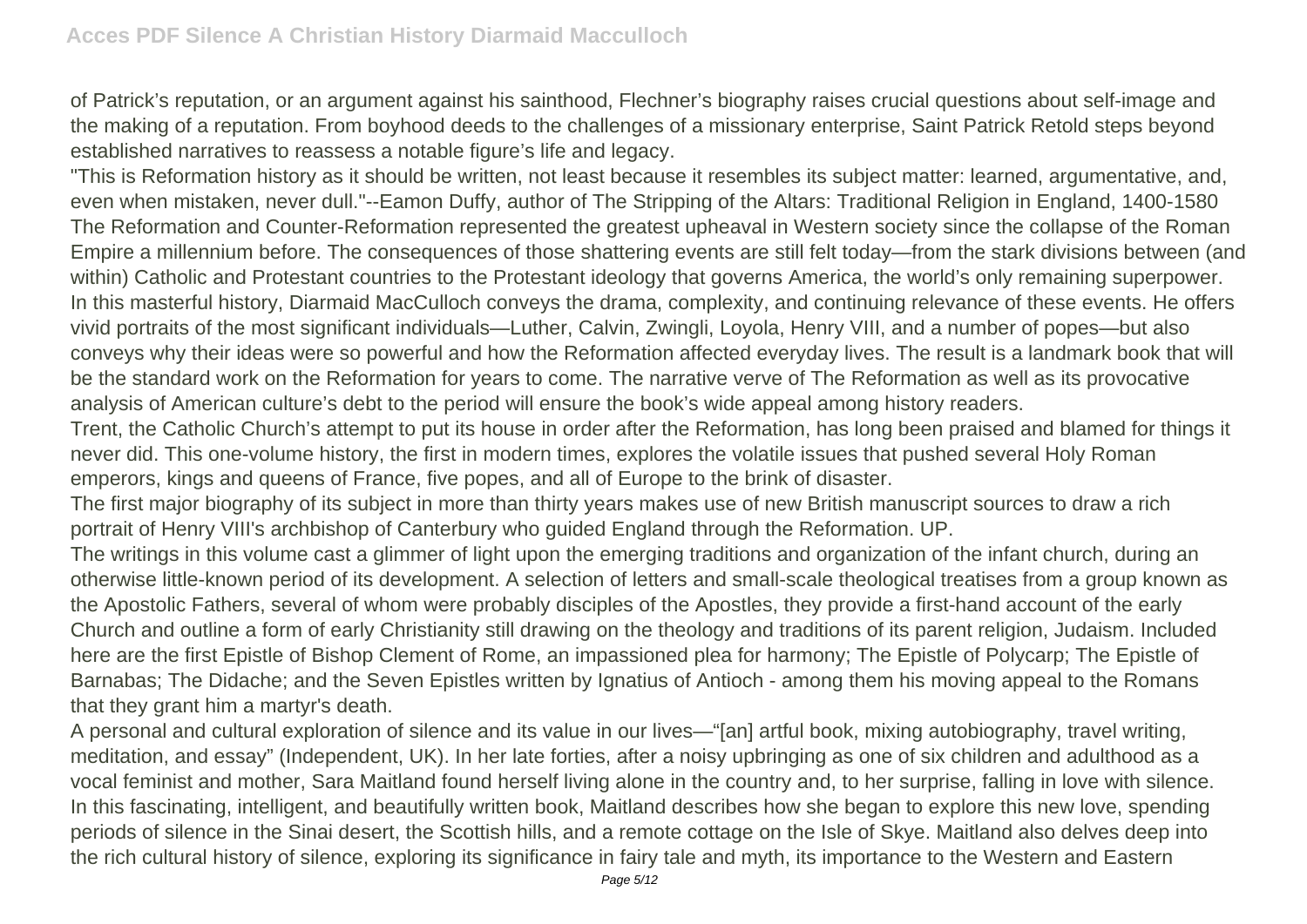of Patrick's reputation, or an argument against his sainthood, Flechner's biography raises crucial questions about self-image and the making of a reputation. From boyhood deeds to the challenges of a missionary enterprise, Saint Patrick Retold steps beyond established narratives to reassess a notable figure's life and legacy.

"This is Reformation history as it should be written, not least because it resembles its subject matter: learned, argumentative, and, even when mistaken, never dull."--Eamon Duffy, author of The Stripping of the Altars: Traditional Religion in England, 1400-1580 The Reformation and Counter-Reformation represented the greatest upheaval in Western society since the collapse of the Roman Empire a millennium before. The consequences of those shattering events are still felt today—from the stark divisions between (and within) Catholic and Protestant countries to the Protestant ideology that governs America, the world's only remaining superpower. In this masterful history, Diarmaid MacCulloch conveys the drama, complexity, and continuing relevance of these events. He offers vivid portraits of the most significant individuals—Luther, Calvin, Zwingli, Loyola, Henry VIII, and a number of popes—but also conveys why their ideas were so powerful and how the Reformation affected everyday lives. The result is a landmark book that will be the standard work on the Reformation for years to come. The narrative verve of The Reformation as well as its provocative analysis of American culture's debt to the period will ensure the book's wide appeal among history readers.

Trent, the Catholic Church's attempt to put its house in order after the Reformation, has long been praised and blamed for things it never did. This one-volume history, the first in modern times, explores the volatile issues that pushed several Holy Roman emperors, kings and queens of France, five popes, and all of Europe to the brink of disaster.

The first major biography of its subject in more than thirty years makes use of new British manuscript sources to draw a rich portrait of Henry VIII's archbishop of Canterbury who guided England through the Reformation. UP.

The writings in this volume cast a glimmer of light upon the emerging traditions and organization of the infant church, during an otherwise little-known period of its development. A selection of letters and small-scale theological treatises from a group known as the Apostolic Fathers, several of whom were probably disciples of the Apostles, they provide a first-hand account of the early Church and outline a form of early Christianity still drawing on the theology and traditions of its parent religion, Judaism. Included here are the first Epistle of Bishop Clement of Rome, an impassioned plea for harmony; The Epistle of Polycarp; The Epistle of Barnabas; The Didache; and the Seven Epistles written by Ignatius of Antioch - among them his moving appeal to the Romans that they grant him a martyr's death.

A personal and cultural exploration of silence and its value in our lives—"[an] artful book, mixing autobiography, travel writing, meditation, and essay" (Independent, UK). In her late forties, after a noisy upbringing as one of six children and adulthood as a vocal feminist and mother, Sara Maitland found herself living alone in the country and, to her surprise, falling in love with silence. In this fascinating, intelligent, and beautifully written book, Maitland describes how she began to explore this new love, spending periods of silence in the Sinai desert, the Scottish hills, and a remote cottage on the Isle of Skye. Maitland also delves deep into the rich cultural history of silence, exploring its significance in fairy tale and myth, its importance to the Western and Eastern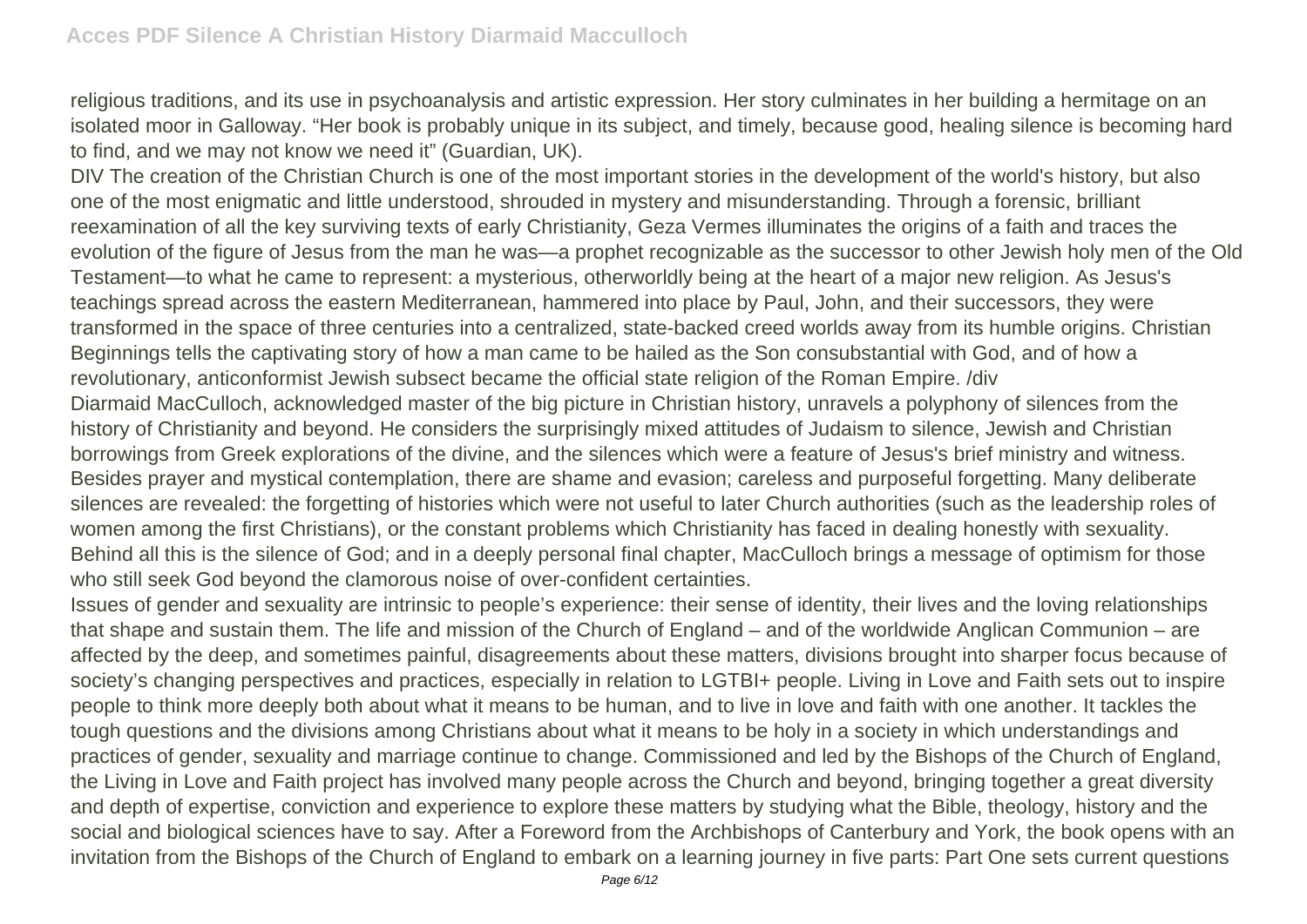religious traditions, and its use in psychoanalysis and artistic expression. Her story culminates in her building a hermitage on an isolated moor in Galloway. “Her book is probably unique in its subject, and timely, because good, healing silence is becoming hard to find, and we may not know we need it” (Guardian, UK).

DIV The creation of the Christian Church is one of the most important stories in the development of the world's history, but also one of the most enigmatic and little understood, shrouded in mystery and misunderstanding. Through a forensic, brilliant reexamination of all the key surviving texts of early Christianity, Geza Vermes illuminates the origins of a faith and traces the evolution of the figure of Jesus from the man he was—a prophet recognizable as the successor to other Jewish holy men of the Old Testament—to what he came to represent: a mysterious, otherworldly being at the heart of a major new religion. As Jesus's teachings spread across the eastern Mediterranean, hammered into place by Paul, John, and their successors, they were transformed in the space of three centuries into a centralized, state-backed creed worlds away from its humble origins. Christian Beginnings tells the captivating story of how a man came to be hailed as the Son consubstantial with God, and of how a revolutionary, anticonformist Jewish subsect became the official state religion of the Roman Empire. /div

Diarmaid MacCulloch, acknowledged master of the big picture in Christian history, unravels a polyphony of silences from the history of Christianity and beyond. He considers the surprisingly mixed attitudes of Judaism to silence, Jewish and Christian borrowings from Greek explorations of the divine, and the silences which were a feature of Jesus's brief ministry and witness. Besides prayer and mystical contemplation, there are shame and evasion; careless and purposeful forgetting. Many deliberate silences are revealed: the forgetting of histories which were not useful to later Church authorities (such as the leadership roles of women among the first Christians), or the constant problems which Christianity has faced in dealing honestly with sexuality. Behind all this is the silence of God; and in a deeply personal final chapter, MacCulloch brings a message of optimism for those who still seek God beyond the clamorous noise of over-confident certainties.

Issues of gender and sexuality are intrinsic to people’s experience: their sense of identity, their lives and the loving relationships that shape and sustain them. The life and mission of the Church of England – and of the worldwide Anglican Communion – are affected by the deep, and sometimes painful, disagreements about these matters, divisions brought into sharper focus because of society’s changing perspectives and practices, especially in relation to LGTBI+ people. Living in Love and Faith sets out to inspire people to think more deeply both about what it means to be human, and to live in love and faith with one another. It tackles the tough questions and the divisions among Christians about what it means to be holy in a society in which understandings and practices of gender, sexuality and marriage continue to change. Commissioned and led by the Bishops of the Church of England, the Living in Love and Faith project has involved many people across the Church and beyond, bringing together a great diversity and depth of expertise, conviction and experience to explore these matters by studying what the Bible, theology, history and the social and biological sciences have to say. After a Foreword from the Archbishops of Canterbury and York, the book opens with an invitation from the Bishops of the Church of England to embark on a learning journey in five parts: Part One sets current questions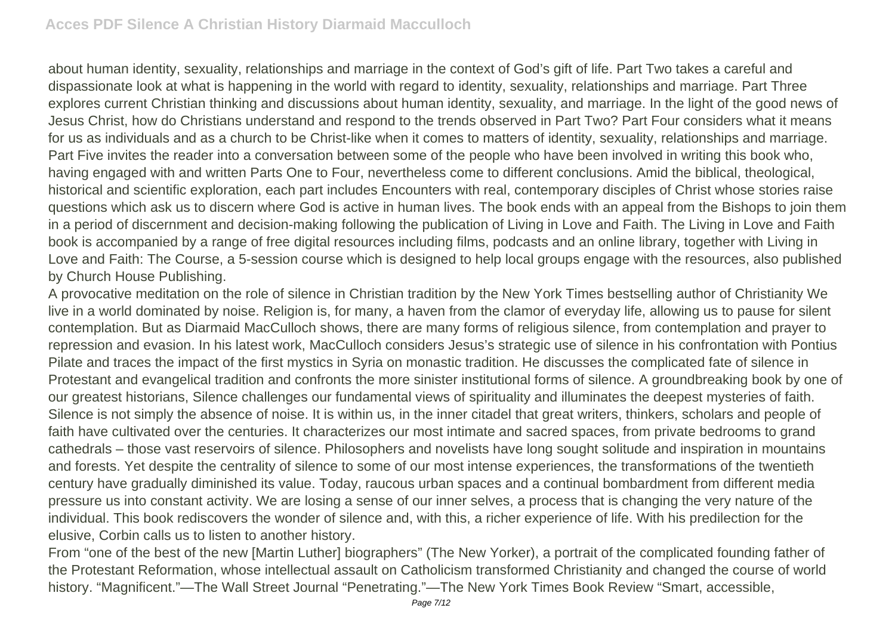about human identity, sexuality, relationships and marriage in the context of God's gift of life. Part Two takes a careful and dispassionate look at what is happening in the world with regard to identity, sexuality, relationships and marriage. Part Three explores current Christian thinking and discussions about human identity, sexuality, and marriage. In the light of the good news of Jesus Christ, how do Christians understand and respond to the trends observed in Part Two? Part Four considers what it means for us as individuals and as a church to be Christ-like when it comes to matters of identity, sexuality, relationships and marriage. Part Five invites the reader into a conversation between some of the people who have been involved in writing this book who, having engaged with and written Parts One to Four, nevertheless come to different conclusions. Amid the biblical, theological, historical and scientific exploration, each part includes Encounters with real, contemporary disciples of Christ whose stories raise questions which ask us to discern where God is active in human lives. The book ends with an appeal from the Bishops to join them in a period of discernment and decision-making following the publication of Living in Love and Faith. The Living in Love and Faith book is accompanied by a range of free digital resources including films, podcasts and an online library, together with Living in Love and Faith: The Course, a 5-session course which is designed to help local groups engage with the resources, also published by Church House Publishing.

A provocative meditation on the role of silence in Christian tradition by the New York Times bestselling author of Christianity We live in a world dominated by noise. Religion is, for many, a haven from the clamor of everyday life, allowing us to pause for silent contemplation. But as Diarmaid MacCulloch shows, there are many forms of religious silence, from contemplation and prayer to repression and evasion. In his latest work, MacCulloch considers Jesus's strategic use of silence in his confrontation with Pontius Pilate and traces the impact of the first mystics in Syria on monastic tradition. He discusses the complicated fate of silence in Protestant and evangelical tradition and confronts the more sinister institutional forms of silence. A groundbreaking book by one of our greatest historians, Silence challenges our fundamental views of spirituality and illuminates the deepest mysteries of faith.

Silence is not simply the absence of noise. It is within us, in the inner citadel that great writers, thinkers, scholars and people of faith have cultivated over the centuries. It characterizes our most intimate and sacred spaces, from private bedrooms to grand cathedrals – those vast reservoirs of silence. Philosophers and novelists have long sought solitude and inspiration in mountains and forests. Yet despite the centrality of silence to some of our most intense experiences, the transformations of the twentieth century have gradually diminished its value. Today, raucous urban spaces and a continual bombardment from different media pressure us into constant activity. We are losing a sense of our inner selves, a process that is changing the very nature of the individual. This book rediscovers the wonder of silence and, with this, a richer experience of life. With his predilection for the elusive, Corbin calls us to listen to another history.

From "one of the best of the new [Martin Luther] biographers" (The New Yorker), a portrait of the complicated founding father of the Protestant Reformation, whose intellectual assault on Catholicism transformed Christianity and changed the course of world history. "Magnificent."—The Wall Street Journal "Penetrating."—The New York Times Book Review "Smart, accessible,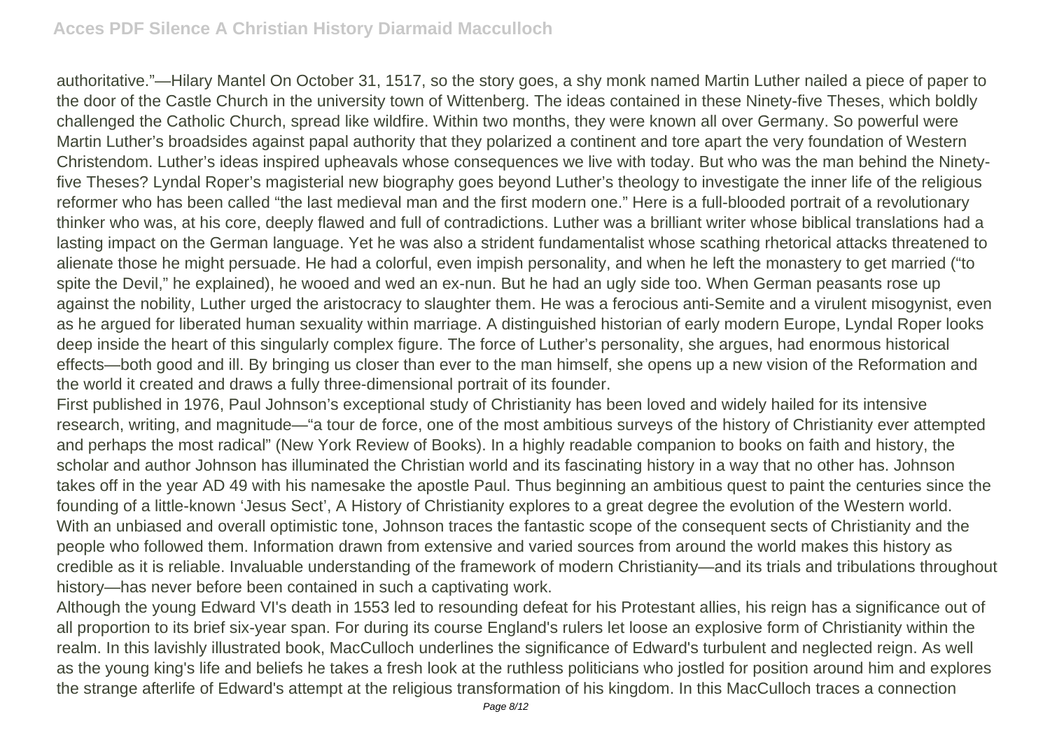authoritative."—Hilary Mantel On October 31, 1517, so the story goes, a shy monk named Martin Luther nailed a piece of paper to the door of the Castle Church in the university town of Wittenberg. The ideas contained in these Ninety-five Theses, which boldly challenged the Catholic Church, spread like wildfire. Within two months, they were known all over Germany. So powerful were Martin Luther's broadsides against papal authority that they polarized a continent and tore apart the very foundation of Western Christendom. Luther's ideas inspired upheavals whose consequences we live with today. But who was the man behind the Ninety-five Theses? Lyndal Roper's magisterial new biography goes beyond Luther's theology to investigate the inner life of the religious reformer who has been called "the last medieval man and the first modern one." Here is a full-blooded portrait of a revolutionary thinker who was, at his core, deeply flawed and full of contradictions. Luther was a brilliant writer whose biblical translations had a lasting impact on the German language. Yet he was also a strident fundamentalist whose scathing rhetorical attacks threatened to alienate those he might persuade. He had a colorful, even impish personality, and when he left the monastery to get married ("to spite the Devil," he explained), he wooed and wed an ex-nun. But he had an ugly side too. When German peasants rose up against the nobility, Luther urged the aristocracy to slaughter them. He was a ferocious anti-Semite and a virulent misogynist, even as he argued for liberated human sexuality within marriage. A distinguished historian of early modern Europe, Lyndal Roper looks deep inside the heart of this singularly complex figure. The force of Luther's personality, she argues, had enormous historical effects—both good and ill. By bringing us closer than ever to the man himself, she opens up a new vision of the Reformation and the world it created and draws a fully three-dimensional portrait of its founder.

First published in 1976, Paul Johnson's exceptional study of Christianity has been loved and widely hailed for its intensive research, writing, and magnitude—"a tour de force, one of the most ambitious surveys of the history of Christianity ever attempted and perhaps the most radical" (New York Review of Books). In a highly readable companion to books on faith and history, the scholar and author Johnson has illuminated the Christian world and its fascinating history in a way that no other has. Johnson takes off in the year AD 49 with his namesake the apostle Paul. Thus beginning an ambitious quest to paint the centuries since the founding of a little-known 'Jesus Sect', A History of Christianity explores to a great degree the evolution of the Western world. With an unbiased and overall optimistic tone, Johnson traces the fantastic scope of the consequent sects of Christianity and the people who followed them. Information drawn from extensive and varied sources from around the world makes this history as credible as it is reliable. Invaluable understanding of the framework of modern Christianity—and its trials and tribulations throughout history—has never before been contained in such a captivating work.

Although the young Edward VI's death in 1553 led to resounding defeat for his Protestant allies, his reign has a significance out of all proportion to its brief six-year span. For during its course England's rulers let loose an explosive form of Christianity within the realm. In this lavishly illustrated book, MacCulloch underlines the significance of Edward's turbulent and neglected reign. As well as the young king's life and beliefs he takes a fresh look at the ruthless politicians who jostled for position around him and explores the strange afterlife of Edward's attempt at the religious transformation of his kingdom. In this MacCulloch traces a connection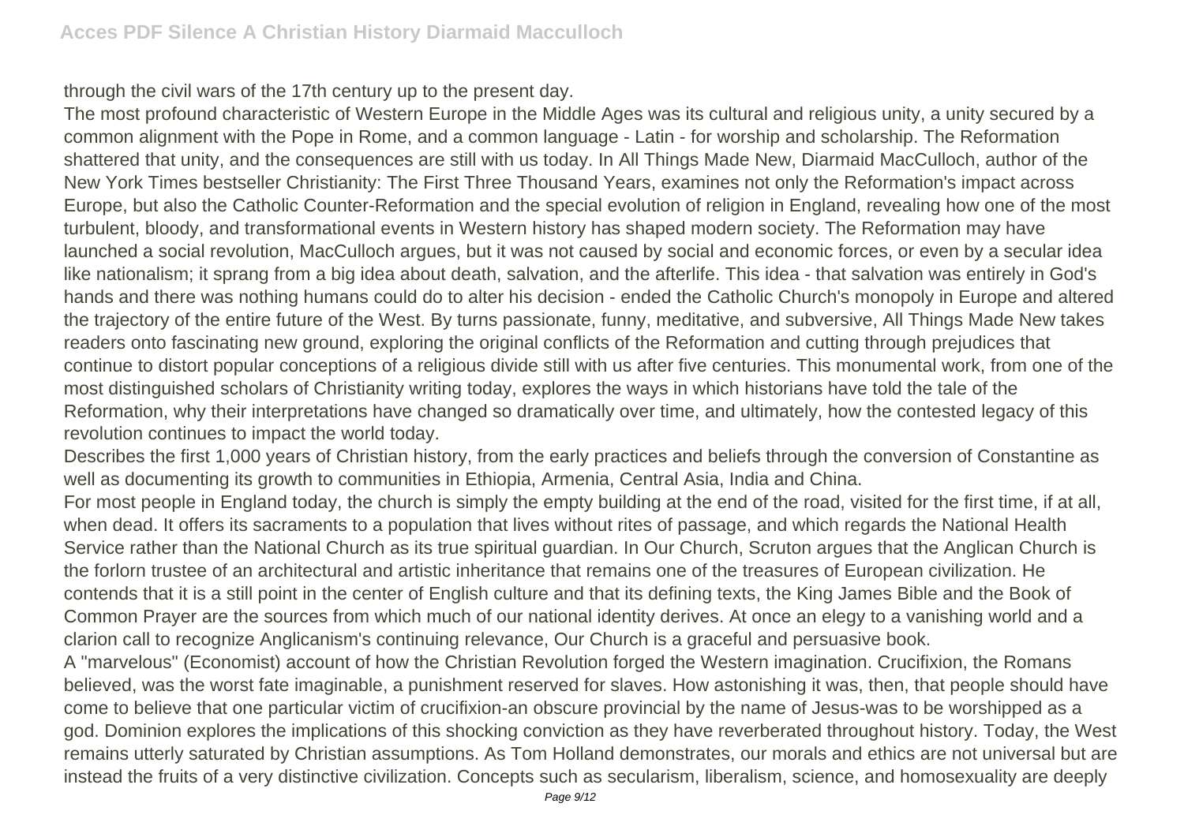through the civil wars of the 17th century up to the present day.

The most profound characteristic of Western Europe in the Middle Ages was its cultural and religious unity, a unity secured by a common alignment with the Pope in Rome, and a common language - Latin - for worship and scholarship. The Reformation shattered that unity, and the consequences are still with us today. In All Things Made New, Diarmaid MacCulloch, author of the New York Times bestseller Christianity: The First Three Thousand Years, examines not only the Reformation's impact across Europe, but also the Catholic Counter-Reformation and the special evolution of religion in England, revealing how one of the most turbulent, bloody, and transformational events in Western history has shaped modern society. The Reformation may have launched a social revolution, MacCulloch argues, but it was not caused by social and economic forces, or even by a secular idea like nationalism; it sprang from a big idea about death, salvation, and the afterlife. This idea - that salvation was entirely in God's hands and there was nothing humans could do to alter his decision - ended the Catholic Church's monopoly in Europe and altered the trajectory of the entire future of the West. By turns passionate, funny, meditative, and subversive, All Things Made New takes readers onto fascinating new ground, exploring the original conflicts of the Reformation and cutting through prejudices that continue to distort popular conceptions of a religious divide still with us after five centuries. This monumental work, from one of the most distinguished scholars of Christianity writing today, explores the ways in which historians have told the tale of the Reformation, why their interpretations have changed so dramatically over time, and ultimately, how the contested legacy of this revolution continues to impact the world today.

Describes the first 1,000 years of Christian history, from the early practices and beliefs through the conversion of Constantine as well as documenting its growth to communities in Ethiopia, Armenia, Central Asia, India and China.

For most people in England today, the church is simply the empty building at the end of the road, visited for the first time, if at all, when dead. It offers its sacraments to a population that lives without rites of passage, and which regards the National Health Service rather than the National Church as its true spiritual guardian. In Our Church, Scruton argues that the Anglican Church is the forlorn trustee of an architectural and artistic inheritance that remains one of the treasures of European civilization. He contends that it is a still point in the center of English culture and that its defining texts, the King James Bible and the Book of Common Prayer are the sources from which much of our national identity derives. At once an elegy to a vanishing world and a clarion call to recognize Anglicanism's continuing relevance, Our Church is a graceful and persuasive book.

A "marvelous" (Economist) account of how the Christian Revolution forged the Western imagination. Crucifixion, the Romans believed, was the worst fate imaginable, a punishment reserved for slaves. How astonishing it was, then, that people should have come to believe that one particular victim of crucifixion-an obscure provincial by the name of Jesus-was to be worshipped as a god. Dominion explores the implications of this shocking conviction as they have reverberated throughout history. Today, the West remains utterly saturated by Christian assumptions. As Tom Holland demonstrates, our morals and ethics are not universal but are instead the fruits of a very distinctive civilization. Concepts such as secularism, liberalism, science, and homosexuality are deeply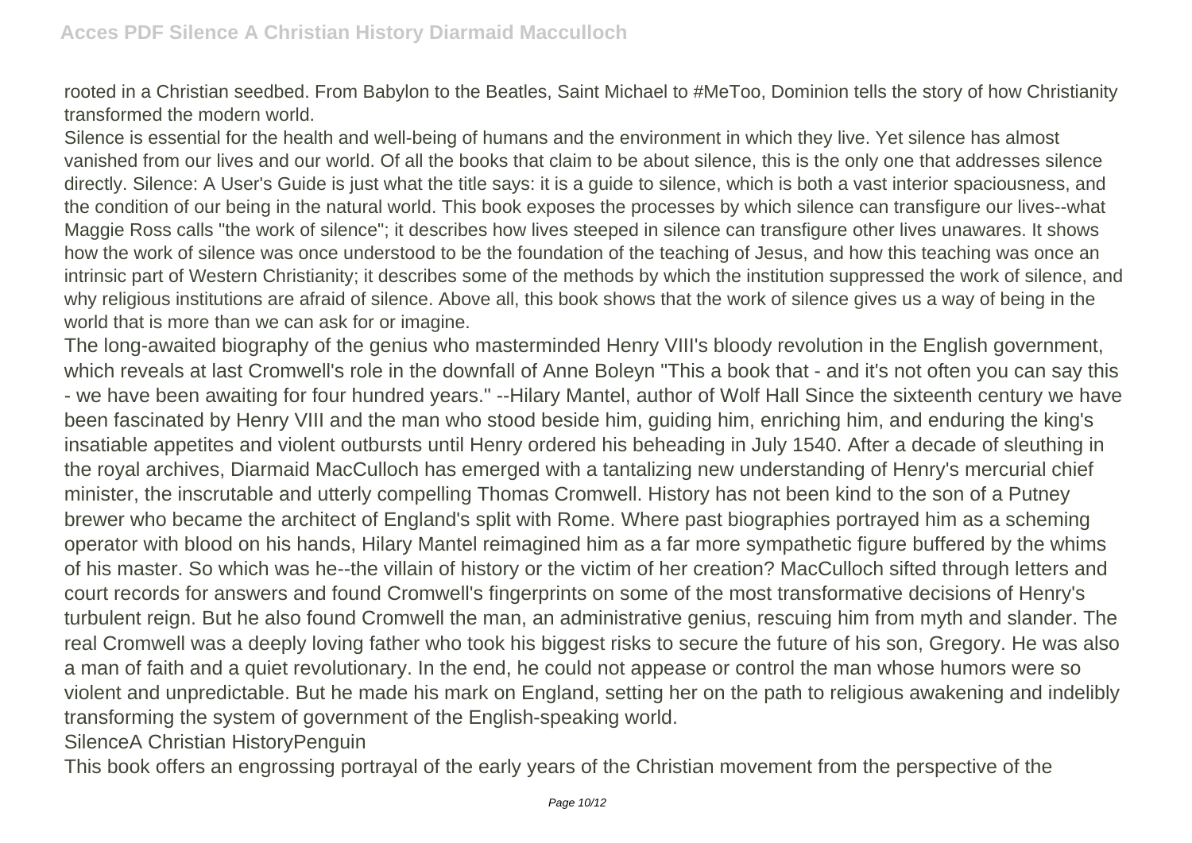rooted in a Christian seedbed. From Babylon to the Beatles, Saint Michael to #MeToo, Dominion tells the story of how Christianity transformed the modern world.

Silence is essential for the health and well-being of humans and the environment in which they live. Yet silence has almost vanished from our lives and our world. Of all the books that claim to be about silence, this is the only one that addresses silence directly. Silence: A User's Guide is just what the title says: it is a guide to silence, which is both a vast interior spaciousness, and the condition of our being in the natural world. This book exposes the processes by which silence can transfigure our lives--what Maggie Ross calls "the work of silence"; it describes how lives steeped in silence can transfigure other lives unawares. It shows how the work of silence was once understood to be the foundation of the teaching of Jesus, and how this teaching was once an intrinsic part of Western Christianity; it describes some of the methods by which the institution suppressed the work of silence, and why religious institutions are afraid of silence. Above all, this book shows that the work of silence gives us a way of being in the world that is more than we can ask for or imagine.

The long-awaited biography of the genius who masterminded Henry VIII's bloody revolution in the English government, which reveals at last Cromwell's role in the downfall of Anne Boleyn "This a book that - and it's not often you can say this - we have been awaiting for four hundred years." --Hilary Mantel, author of Wolf Hall Since the sixteenth century we have been fascinated by Henry VIII and the man who stood beside him, guiding him, enriching him, and enduring the king's insatiable appetites and violent outbursts until Henry ordered his beheading in July 1540. After a decade of sleuthing in the royal archives, Diarmaid MacCulloch has emerged with a tantalizing new understanding of Henry's mercurial chief minister, the inscrutable and utterly compelling Thomas Cromwell. History has not been kind to the son of a Putney brewer who became the architect of England's split with Rome. Where past biographies portrayed him as a scheming operator with blood on his hands, Hilary Mantel reimagined him as a far more sympathetic figure buffered by the whims of his master. So which was he--the villain of history or the victim of her creation? MacCulloch sifted through letters and court records for answers and found Cromwell's fingerprints on some of the most transformative decisions of Henry's turbulent reign. But he also found Cromwell the man, an administrative genius, rescuing him from myth and slander. The real Cromwell was a deeply loving father who took his biggest risks to secure the future of his son, Gregory. He was also a man of faith and a quiet revolutionary. In the end, he could not appease or control the man whose humors were so violent and unpredictable. But he made his mark on England, setting her on the path to religious awakening and indelibly transforming the system of government of the English-speaking world.

SilenceA Christian HistoryPenguin

This book offers an engrossing portrayal of the early years of the Christian movement from the perspective of the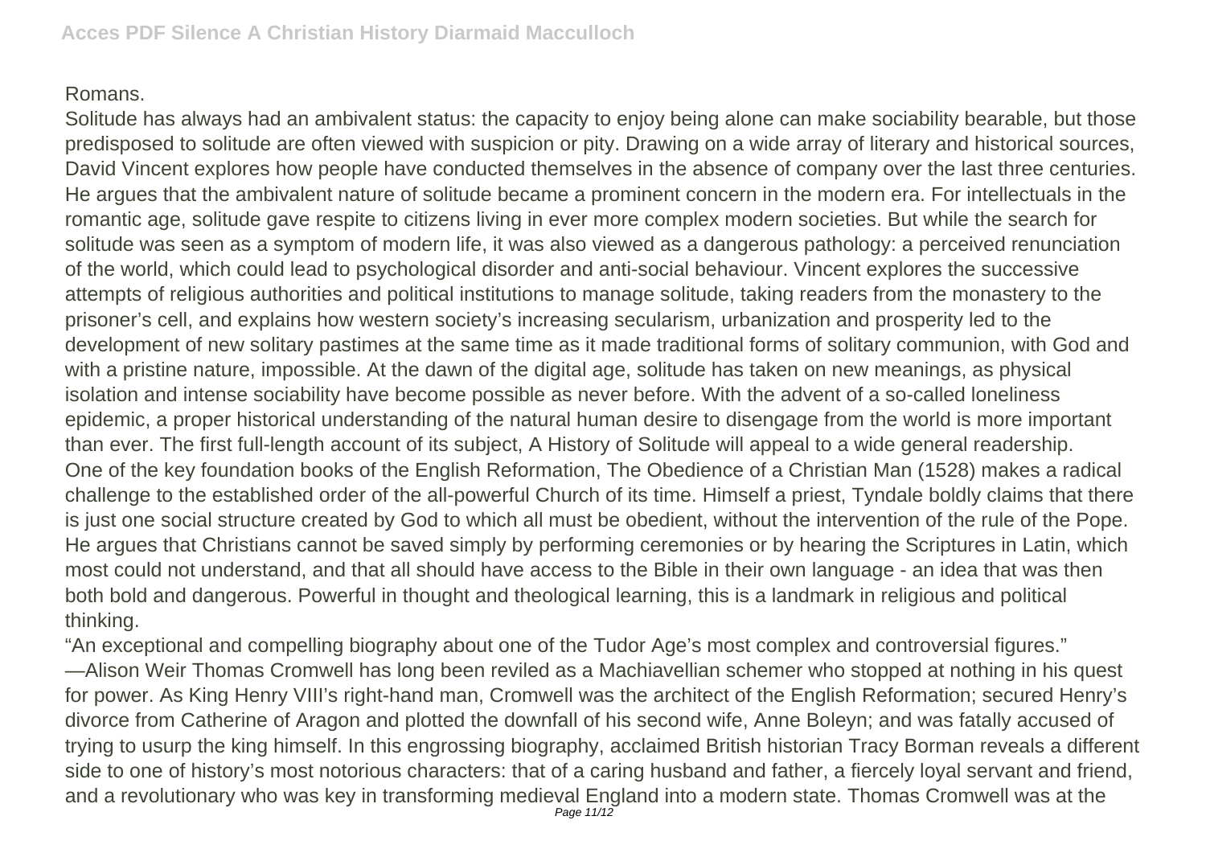Romans.

Solitude has always had an ambivalent status: the capacity to enjoy being alone can make sociability bearable, but those predisposed to solitude are often viewed with suspicion or pity. Drawing on a wide array of literary and historical sources, David Vincent explores how people have conducted themselves in the absence of company over the last three centuries. He argues that the ambivalent nature of solitude became a prominent concern in the modern era. For intellectuals in the romantic age, solitude gave respite to citizens living in ever more complex modern societies. But while the search for solitude was seen as a symptom of modern life, it was also viewed as a dangerous pathology: a perceived renunciation of the world, which could lead to psychological disorder and anti-social behaviour. Vincent explores the successive attempts of religious authorities and political institutions to manage solitude, taking readers from the monastery to the prisoner's cell, and explains how western society's increasing secularism, urbanization and prosperity led to the development of new solitary pastimes at the same time as it made traditional forms of solitary communion, with God and with a pristine nature, impossible. At the dawn of the digital age, solitude has taken on new meanings, as physical isolation and intense sociability have become possible as never before. With the advent of a so-called loneliness epidemic, a proper historical understanding of the natural human desire to disengage from the world is more important than ever. The first full-length account of its subject, A History of Solitude will appeal to a wide general readership.

One of the key foundation books of the English Reformation, The Obedience of a Christian Man (1528) makes a radical challenge to the established order of the all-powerful Church of its time. Himself a priest, Tyndale boldly claims that there is just one social structure created by God to which all must be obedient, without the intervention of the rule of the Pope. He argues that Christians cannot be saved simply by performing ceremonies or by hearing the Scriptures in Latin, which most could not understand, and that all should have access to the Bible in their own language - an idea that was then both bold and dangerous. Powerful in thought and theological learning, this is a landmark in religious and political thinking.

"An exceptional and compelling biography about one of the Tudor Age's most complex and controversial figures." —Alison Weir Thomas Cromwell has long been reviled as a Machiavellian schemer who stopped at nothing in his quest for power. As King Henry VIII's right-hand man, Cromwell was the architect of the English Reformation; secured Henry's divorce from Catherine of Aragon and plotted the downfall of his second wife, Anne Boleyn; and was fatally accused of trying to usurp the king himself. In this engrossing biography, acclaimed British historian Tracy Borman reveals a different side to one of history's most notorious characters: that of a caring husband and father, a fiercely loyal servant and friend, and a revolutionary who was key in transforming medieval England into a modern state. Thomas Cromwell was at the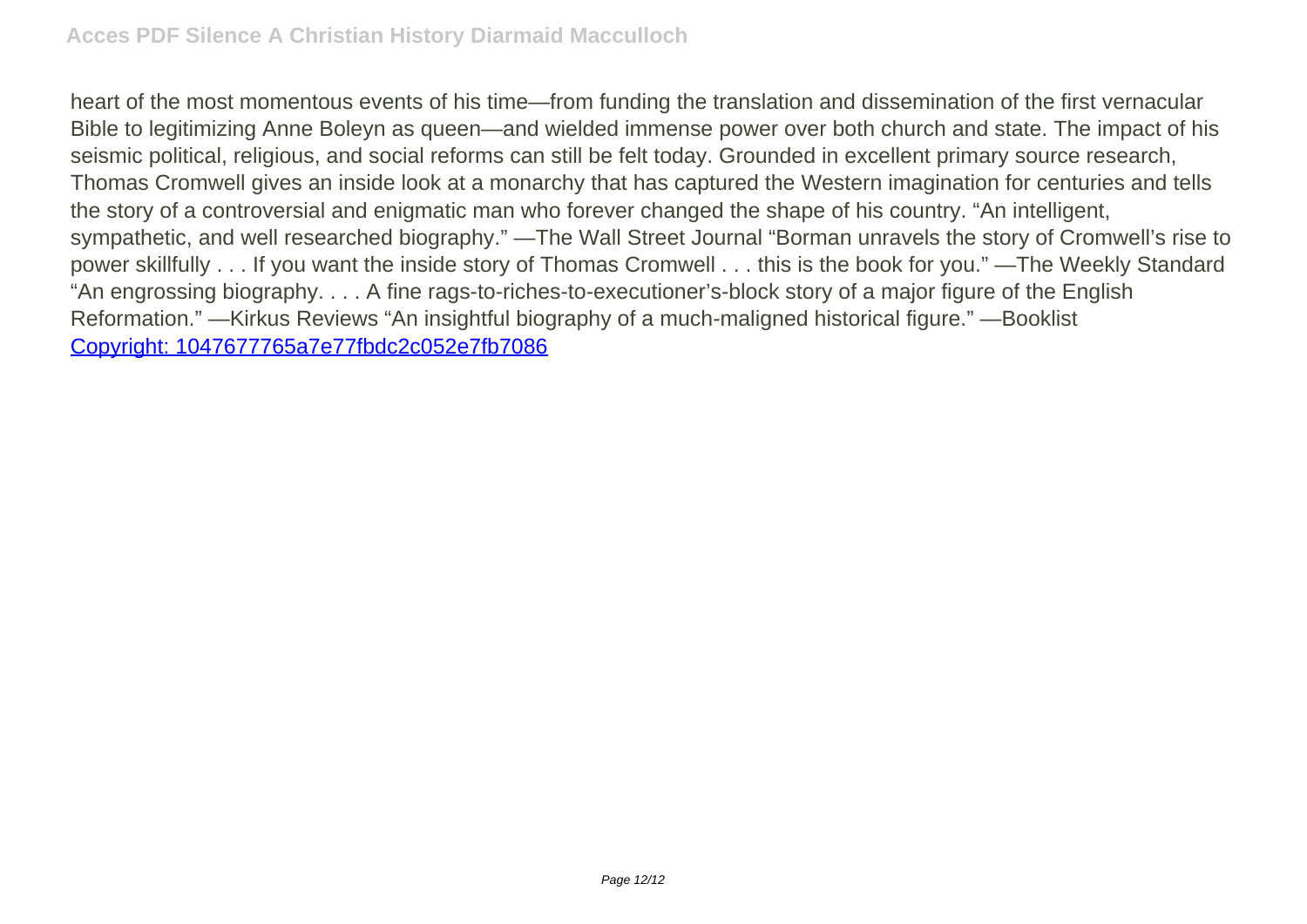heart of the most momentous events of his time—from funding the translation and dissemination of the first vernacular Bible to legitimizing Anne Boleyn as queen—and wielded immense power over both church and state. The impact of his seismic political, religious, and social reforms can still be felt today. Grounded in excellent primary source research, Thomas Cromwell gives an inside look at a monarchy that has captured the Western imagination for centuries and tells the story of a controversial and enigmatic man who forever changed the shape of his country. “An intelligent, sympathetic, and well researched biography.” —The Wall Street Journal “Borman unravels the story of Cromwell’s rise to power skillfully . . . If you want the inside story of Thomas Cromwell . . . this is the book for you.” —The Weekly Standard “An engrossing biography. . . . A fine rags-to-riches-to-executioner’s-block story of a major figure of the English Reformation.” —Kirkus Reviews “An insightful biography of a much-maligned historical figure.” —Booklist

Copyright: 1047677765a7e77fbdc2c052e7fb7086